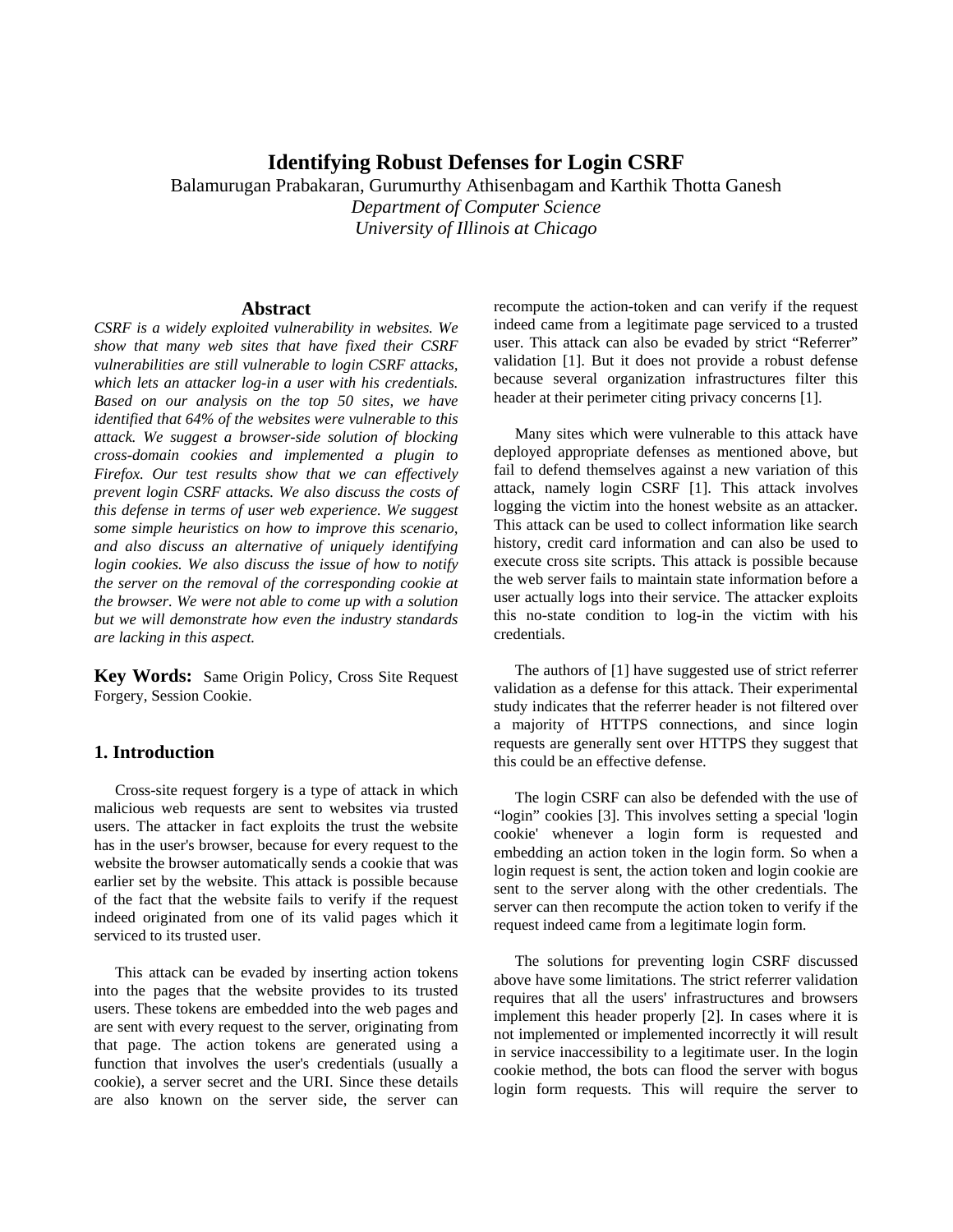# Identifying Robust Defenses for Login CSRF

Balamurugan Prabakaran, Gurumurthy Athisenbagam and Karthik Thotta Ganesh

*Department of Computer Science*

*University of Illinois at Chicago*

## Abstract

*CSRF is a widely exploited vulnerability in websites. We show that many web sites that have fixed their CSRF vulnerabilities are still vulnerable to login CSRF attacks, which lets an attacker log-in a user with his credentials. Based on our analysis on the top 50 sites, we have identified that 64% of the websites were vulnerable to this attack. We suggest a browser-side solution of blocking cross-domain cookies and implemented a plugin to Firefox. Our test results show that we can effectively prevent login CSRF attacks. We also discuss the costs of this defense in terms of user web experience. We suggest some simple heuristics on how to improve this scenario, and also discuss an alternative of uniquely identifying login cookies. We also discuss the issue of how to notify the server on the removal of the corresponding cookie at the browser. We were not able to come up with a solution but we will demonstrate how even the industry standards are lacking in this aspect.*

**Key Words:** Same Origin Policy, Cross Site Request Forgery, Session Cookie.

## 1. Introduction

Cross-site request forgery is a type of attack in which malicious web requests are sent to websites via trusted users. The attacker in fact exploits the trust the website has in the user's browser, because for every request to the website the browser automatically sends a cookie that was earlier set by the website. This attack is possible because of the fact that the website fails to verify if the request indeed originated from one of its valid pages which it serviced to its trusted user.

This attack can be evaded by inserting action tokens into the pages that the website provides to its trusted users. These tokens are embedded into the web pages and are sent with every request to the server, originating from that page. The action tokens are generated using a function that involves the user's credentials (usually a cookie), a server secret and the URI. Since these details are also known on the server side, the server can recompute the action-token and can verify if the request indeed came from a legitimate page serviced to a trusted user. This attack can also be evaded by strict "Referrer" validation [1]. But it does not provide a robust defense because several organization infrastructures filter this header at their perimeter citing privacy concerns [1].

Many sites which were vulnerable to this attack have deployed appropriate defenses as mentioned above, but fail to defend themselves against a new variation of this attack, namely login CSRF [1]. This attack involves logging the victim into the honest website as an attacker. This attack can be used to collect information like search history, credit card information and can also be used to execute cross site scripts. This attack is possible because the web server fails to maintain state information before a user actually logs into their service. The attacker exploits this no-state condition to log-in the victim with his credentials.

The authors of [1] have suggested use of strict referrer validation as a defense for this attack. Their experimental study indicates that the referrer header is not filtered over a majority of HTTPS connections, and since login requests are generally sent over HTTPS they suggest that this could be an effective defense.

The login CSRF can also be defended with the use of "login" cookies [3]. This involves setting a special 'login cookie' whenever a login form is requested and embedding an action token in the login form. So when a login request is sent, the action token and login cookie are sent to the server along with the other credentials. The server can then recompute the action token to verify if the request indeed came from a legitimate login form.

The solutions for preventing login CSRF discussed above have some limitations. The strict referrer validation requires that all the users' infrastructures and browsers implement this header properly [2]. In cases where it is not implemented or implemented incorrectly it will result in service inaccessibility to a legitimate user. In the login cookie method, the bots can flood the server with bogus login form requests. This will require the server to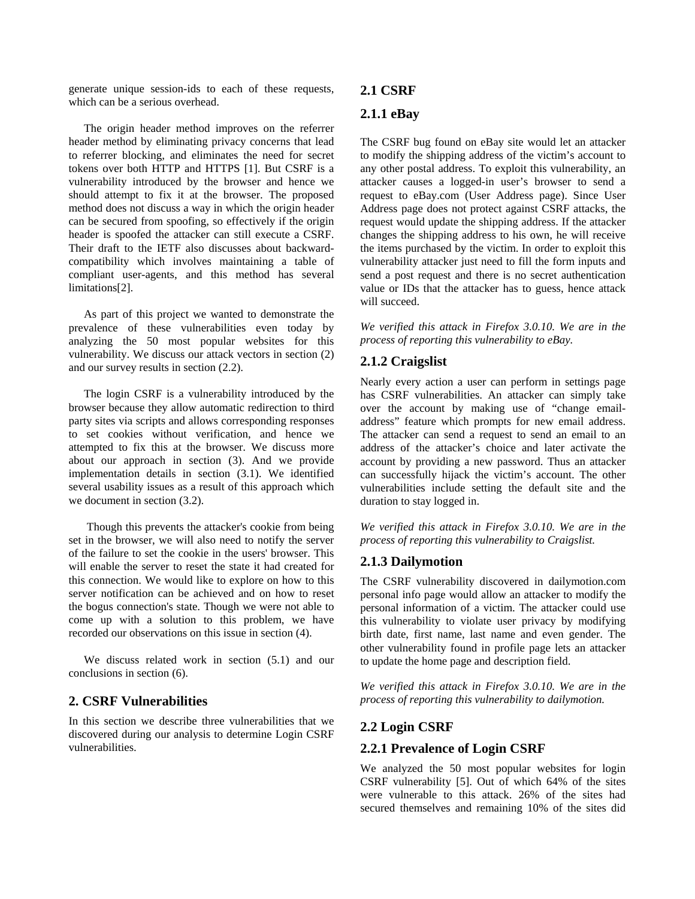generate unique session-ids to each of these requests, which can be a serious overhead.

The origin header method improves on the referrer header method by eliminating privacy concerns that lead to referrer blocking, and eliminates the need for secret tokens over both HTTP and HTTPS [1]. But CSRF is a vulnerability introduced by the browser and hence we should attempt to fix it at the browser. The proposed method does not discuss a way in which the origin header can be secured from spoofing, so effectively if the origin header is spoofed the attacker can still execute a CSRF. Their draft to the IETF also discusses about backward-compatibility which involves maintaining a table of compliant user-agents, and this method has several limitations[2].

As part of this project we wanted to demonstrate the prevalence of these vulnerabilities even today by analyzing the 50 most popular websites for this vulnerability. We discuss our attack vectors in section (2) and our survey results in section (2.2).

The login CSRF is a vulnerability introduced by the browser because they allow automatic redirection to third party sites via scripts and allows corresponding responses to set cookies without verification, and hence we attempted to fix this at the browser. We discuss more about our approach in section (3). And we provide implementation details in section (3.1). We identified several usability issues as a result of this approach which we document in section (3.2).

Though this prevents the attacker's cookie from being set in the browser, we will also need to notify the server of the failure to set the cookie in the users' browser. This will enable the server to reset the state it had created for this connection. We would like to explore on how to this server notification can be achieved and on how to reset the bogus connection's state. Though we were not able to come up with a solution to this problem, we have recorded our observations on this issue in section (4).

We discuss related work in section (5.1) and our conclusions in section (6).

## 2. CSRF Vulnerabilities

In this section we describe three vulnerabilities that we discovered during our analysis to determine Login CSRF vulnerabilities.

### 2.1 CSRF

### 2.1.1 eBay

The CSRF bug found on eBay site would let an attacker to modify the shipping address of the victim's account to any other postal address. To exploit this vulnerability, an attacker causes a logged-in user's browser to send a request to eBay.com (User Address page). Since User Address page does not protect against CSRF attacks, the request would update the shipping address. If the attacker changes the shipping address to his own, he will receive the items purchased by the victim. In order to exploit this vulnerability attacker just need to fill the form inputs and send a post request and there is no secret authentication value or IDs that the attacker has to guess, hence attack will succeed.

*We verified this attack in Firefox 3.0.10. We are in the process of reporting this vulnerability to eBay.*

### 2.1.2 Craigslist

Nearly every action a user can perform in settings page has CSRF vulnerabilities. An attacker can simply take over the account by making use of "change email-address" feature which prompts for new email address. The attacker can send a request to send an email to an address of the attacker's choice and later activate the account by providing a new password. Thus an attacker can successfully hijack the victim's account. The other vulnerabilities include setting the default site and the duration to stay logged in.

*We verified this attack in Firefox 3.0.10. We are in the process of reporting this vulnerability to Craigslist.*

### 2.1.3 Dailymotion

The CSRF vulnerability discovered in dailymotion.com personal info page would allow an attacker to modify the personal information of a victim. The attacker could use this vulnerability to violate user privacy by modifying birth date, first name, last name and even gender. The other vulnerability found in profile page lets an attacker to update the home page and description field.

*We verified this attack in Firefox 3.0.10. We are in the process of reporting this vulnerability to dailymotion.*

### 2.2 Login CSRF

### 2.2.1 Prevalence of Login CSRF

We analyzed the 50 most popular websites for login CSRF vulnerability [5]. Out of which 64% of the sites were vulnerable to this attack. 26% of the sites had secured themselves and remaining 10% of the sites did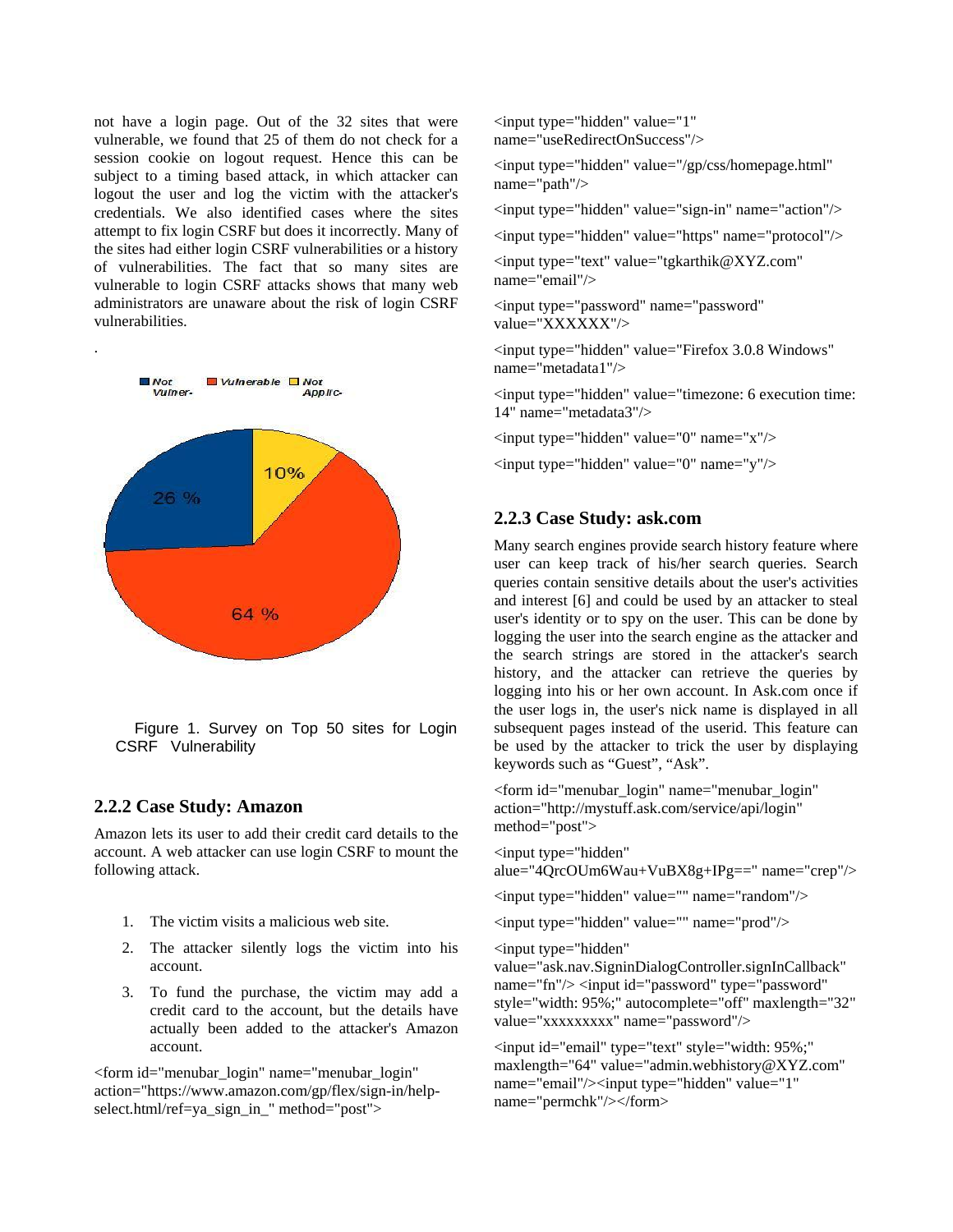not have a login page. Out of the 32 sites that were vulnerable, we found that 25 of them do not check for a session cookie on logout request. Hence this can be subject to a timing based attack, in which attacker can logout the user and log the victim with the attacker's credentials. We also identified cases where the sites attempt to fix login CSRF but does it incorrectly. Many of the sites had either login CSRF vulnerabilities or a history of vulnerabilities. The fact that so many sites are vulnerable to login CSRF attacks shows that many web administrators are unaware about the risk of login CSRF vulnerabilities.

.

Figure 1. Survey on Top 50 sites for Login CSRF Vulnerability

### 2.2.2 Case Study: Amazon

Amazon lets its user to add their credit card details to the account. A web attacker can use login CSRF to mount the following attack.

1. The victim visits a malicious web site.
2. The attacker silently logs the victim into his account.
3. To fund the purchase, the victim may add a credit card to the account, but the details have actually been added to the attacker's Amazon account.

```
<form id="menubar_login" name="menubar_login" action="https://www.amazon.com/gp/flex/sign-in/help-select.html/ref=ya_sign_in_" method="post">

<input type="hidden" value="1" name="useRedirectOnSuccess"/>

<input type="hidden" value="/gp/css/homepage.html" name="path"/>

<input type="hidden" value="sign-in" name="action"/>

<input type="hidden" value="https" name="protocol"/>

<input type="text" value="tgkarthik@XYZ.com" name="email"/>

<input type="password" name="password" value="XXXXXX"/>

<input type="hidden" value="Firefox 3.0.8 Windows" name="metadata1"/>

<input type="hidden" value="timezone: 6 execution time: 14" name="metadata3"/>

<input type="hidden" value="0" name="x"/>

<input type="hidden" value="0" name="y"/>
```

### 2.2.3 Case Study: ask.com

Many search engines provide search history feature where user can keep track of his/her search queries. Search queries contain sensitive details about the user's activities and interest [6] and could be used by an attacker to steal user's identity or to spy on the user. This can be done by logging the user into the search engine as the attacker and the search strings are stored in the attacker's search history, and the attacker can retrieve the queries by logging into his or her own account. In Ask.com once if the user logs in, the user's nick name is displayed in all subsequent pages instead of the userid. This feature can be used by the attacker to trick the user by displaying keywords such as "Guest", "Ask".

```
<form id="menubar_login" name="menubar_login" action="http://mystuff.ask.com/service/api/login" method="post">

<input type="hidden" alue="4QrcOUm6Wau+VuBX8g+IPg==" name="crep"/>

<input type="hidden" value="" name="random"/>

<input type="hidden" value="" name="prod"/>

<input type="hidden" value="ask.nav.SigninDialogController.signInCallback" name="fn"/> <input id="password" type="password" style="width: 95%;" autocomplete="off" maxlength="32" value="xxxxxxxxx" name="password"/>

<input id="email" type="text" style="width: 95%;" maxlength="64" value="admin.webhistory@XYZ.com" name="email"/><input type="hidden" value="1" name="permchk"/></form>
```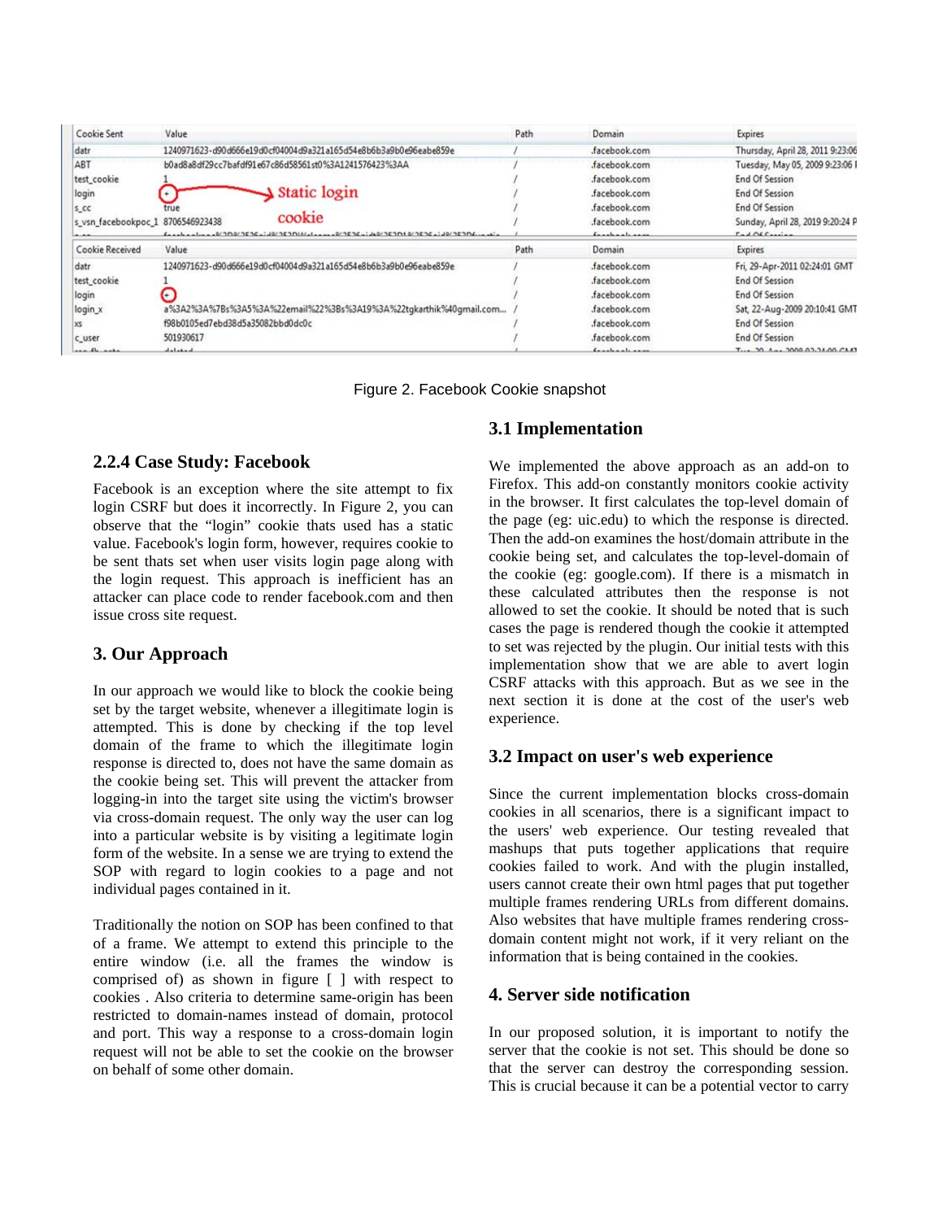| Cookie Sent | Value | Path | Domain | Expires |
|---|---|---|---|---|
| datr | 1240971623-d90d666e19d0cf04004d9a321a165d54e8b6b3a9b0e96eabe859e | / | .facebook.com | Thursday, April 28, 2011 9:23:06 |
| ABT | b0ad8a8df29cc7bafdf91e67c86d58561st0%3A1241576423%3AA | / | .facebook.com | Tuesday, May 05, 2009 9:23:06 I |
| test_cookie | 1 | / | .facebook.com | End Of Session |
| login | + | / | .facebook.com | End Of Session |
| s_cc | true | / | .facebook.com | End Of Session |
| s_vsn_facebookpoc_1 | 8706546923438 | / | .facebook.com | Sunday, April 28, 2019 9:20:24 P |

Static login cookie

| Cookie Received | Value | Path | Domain | Expires |
|---|---|---|---|---|
| datr | 1240971623-d90d666e19d0cf04004d9a321a165d54e8b6b3a9b0e96eabe859e | / | .facebook.com | Fri, 29-Apr-2011 02:24:01 GMT |
| test_cookie | 1 | / | .facebook.com | End Of Session |
| login | + | / | .facebook.com | End Of Session |
| login_x | a%3A2%3A%7Bs%3A5%3A%22email%22%3Bs%3A19%3A%22tgkarthik%40gmail.com... | / | .facebook.com | Sat, 22-Aug-2009 20:10:41 GMT |
| xs | f98b0105ed7ebd38d5a35082bbd0dc0c | / | .facebook.com | End Of Session |
| c_user | 501930617 | / | .facebook.com | End Of Session |

Figure 2. Facebook Cookie snapshot

### 2.2.4 Case Study: Facebook

Facebook is an exception where the site attempt to fix login CSRF but does it incorrectly. In Figure 2, you can observe that the "login" cookie thats used has a static value. Facebook's login form, however, requires cookie to be sent thats set when user visits login page along with the login request. This approach is inefficient has an attacker can place code to render facebook.com and then issue cross site request.

## 3. Our Approach

In our approach we would like to block the cookie being set by the target website, whenever a illegitimate login is attempted. This is done by checking if the top level domain of the frame to which the illegitimate login response is directed to, does not have the same domain as the cookie being set. This will prevent the attacker from logging-in into the target site using the victim's browser via cross-domain request. The only way the user can log into a particular website is by visiting a legitimate login form of the website. In a sense we are trying to extend the SOP with regard to login cookies to a page and not individual pages contained in it.

Traditionally the notion on SOP has been confined to that of a frame. We attempt to extend this principle to the entire window (i.e. all the frames the window is comprised of) as shown in figure [ ] with respect to cookies . Also criteria to determine same-origin has been restricted to domain-names instead of domain, protocol and port. This way a response to a cross-domain login request will not be able to set the cookie on the browser on behalf of some other domain.

### 3.1 Implementation

We implemented the above approach as an add-on to Firefox. This add-on constantly monitors cookie activity in the browser. It first calculates the top-level domain of the page (eg: uic.edu) to which the response is directed. Then the add-on examines the host/domain attribute in the cookie being set, and calculates the top-level-domain of the cookie (eg: google.com). If there is a mismatch in these calculated attributes then the response is not allowed to set the cookie. It should be noted that is such cases the page is rendered though the cookie it attempted to set was rejected by the plugin. Our initial tests with this implementation show that we are able to avert login CSRF attacks with this approach. But as we see in the next section it is done at the cost of the user's web experience.

### 3.2 Impact on user's web experience

Since the current implementation blocks cross-domain cookies in all scenarios, there is a significant impact to the users' web experience. Our testing revealed that mashups that puts together applications that require cookies failed to work. And with the plugin installed, users cannot create their own html pages that put together multiple frames rendering URLs from different domains. Also websites that have multiple frames rendering cross-domain content might not work, if it very reliant on the information that is being contained in the cookies.

## 4. Server side notification

In our proposed solution, it is important to notify the server that the cookie is not set. This should be done so that the server can destroy the corresponding session. This is crucial because it can be a potential vector to carry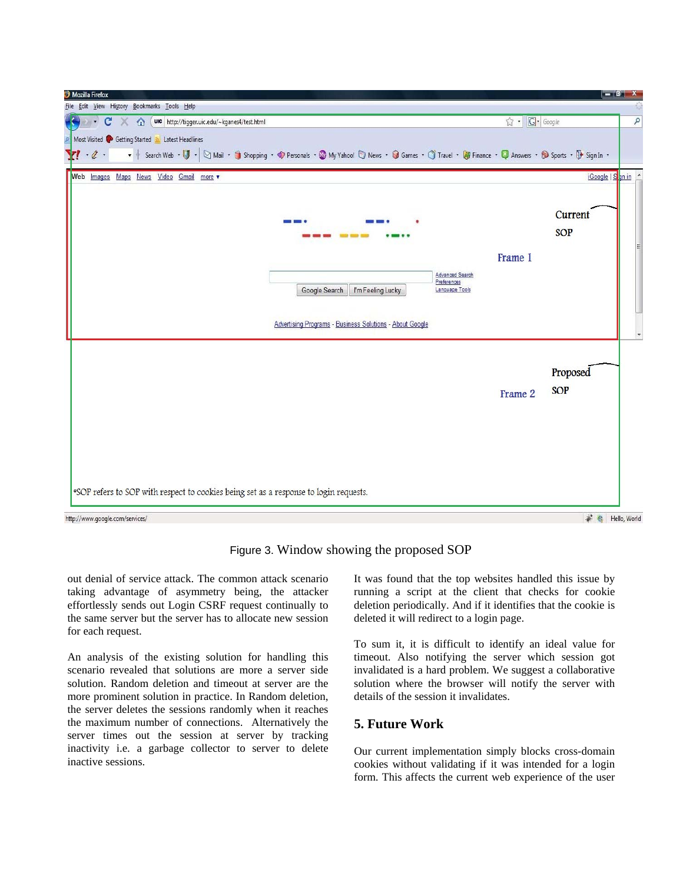Figure 3. Window showing the proposed SOP

out denial of service attack. The common attack scenario taking advantage of asymmetry being, the attacker effortlessly sends out Login CSRF request continually to the same server but the server has to allocate new session for each request.

An analysis of the existing solution for handling this scenario revealed that solutions are more a server side solution. Random deletion and timeout at server are the more prominent solution in practice. In Random deletion, the server deletes the sessions randomly when it reaches the maximum number of connections. Alternatively the server times out the session at server by tracking inactivity i.e. a garbage collector to server to delete inactive sessions.

It was found that the top websites handled this issue by running a script at the client that checks for cookie deletion periodically. And if it identifies that the cookie is deleted it will redirect to a login page.

To sum it, it is difficult to identify an ideal value for timeout. Also notifying the server which session got invalidated is a hard problem. We suggest a collaborative solution where the browser will notify the server with details of the session it invalidates.

## 5. Future Work

Our current implementation simply blocks cross-domain cookies without validating if it was intended for a login form. This affects the current web experience of the user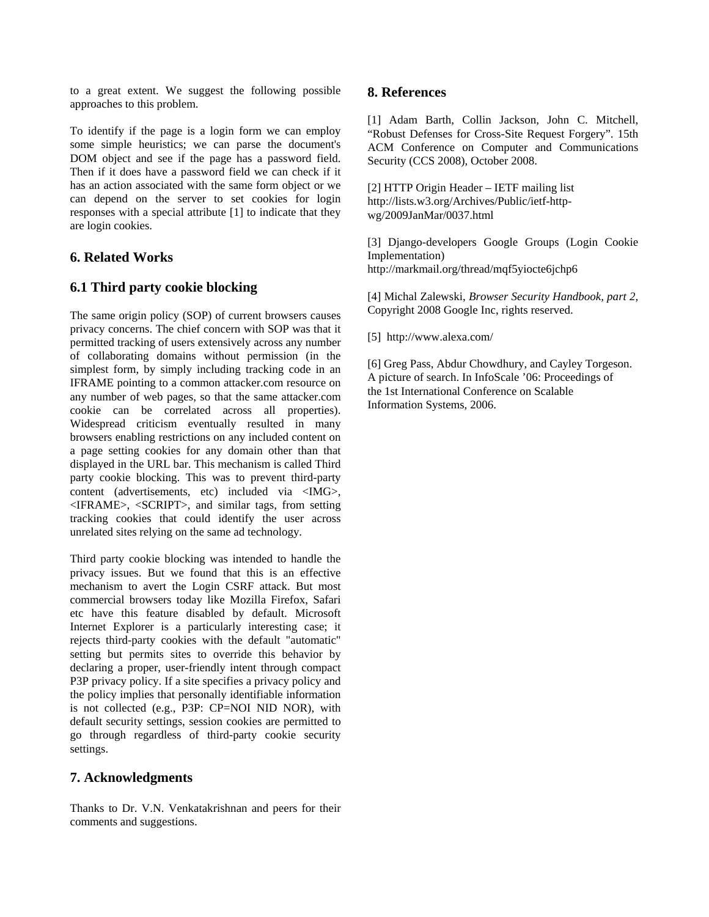to a great extent. We suggest the following possible approaches to this problem.

To identify if the page is a login form we can employ some simple heuristics; we can parse the document's DOM object and see if the page has a password field. Then if it does have a password field we can check if it has an action associated with the same form object or we can depend on the server to set cookies for login responses with a special attribute [1] to indicate that they are login cookies.

## 6. Related Works

## 6.1 Third party cookie blocking

The same origin policy (SOP) of current browsers causes privacy concerns. The chief concern with SOP was that it permitted tracking of users extensively across any number of collaborating domains without permission (in the simplest form, by simply including tracking code in an IFRAME pointing to a common attacker.com resource on any number of web pages, so that the same attacker.com cookie can be correlated across all properties). Widespread criticism eventually resulted in many browsers enabling restrictions on any included content on a page setting cookies for any domain other than that displayed in the URL bar. This mechanism is called Third party cookie blocking. This was to prevent third-party content (advertisements, etc) included via <IMG>, <IFRAME>, <SCRIPT>, and similar tags, from setting tracking cookies that could identify the user across unrelated sites relying on the same ad technology.

Third party cookie blocking was intended to handle the privacy issues. But we found that this is an effective mechanism to avert the Login CSRF attack. But most commercial browsers today like Mozilla Firefox, Safari etc have this feature disabled by default. Microsoft Internet Explorer is a particularly interesting case; it rejects third-party cookies with the default "automatic" setting but permits sites to override this behavior by declaring a proper, user-friendly intent through compact P3P privacy policy. If a site specifies a privacy policy and the policy implies that personally identifiable information is not collected (e.g., P3P: CP=NOI NID NOR), with default security settings, session cookies are permitted to go through regardless of third-party cookie security settings.

## 7. Acknowledgments

Thanks to Dr. V.N. Venkatakrishnan and peers for their comments and suggestions.

## 8. References

[1] Adam Barth, Collin Jackson, John C. Mitchell, "Robust Defenses for Cross-Site Request Forgery". 15th ACM Conference on Computer and Communications Security (CCS 2008), October 2008.

[2] HTTP Origin Header – IETF mailing list http://lists.w3.org/Archives/Public/ietf-http-wg/2009JanMar/0037.html

[3] Django-developers Google Groups (Login Cookie Implementation) http://markmail.org/thread/mqf5yiocte6jchp6

[4] Michal Zalewski, *Browser Security Handbook, part 2*, Copyright 2008 Google Inc, rights reserved.

[5] http://www.alexa.com/

[6] Greg Pass, Abdur Chowdhury, and Cayley Torgeson. A picture of search. In InfoScale '06: Proceedings of the 1st International Conference on Scalable Information Systems, 2006.